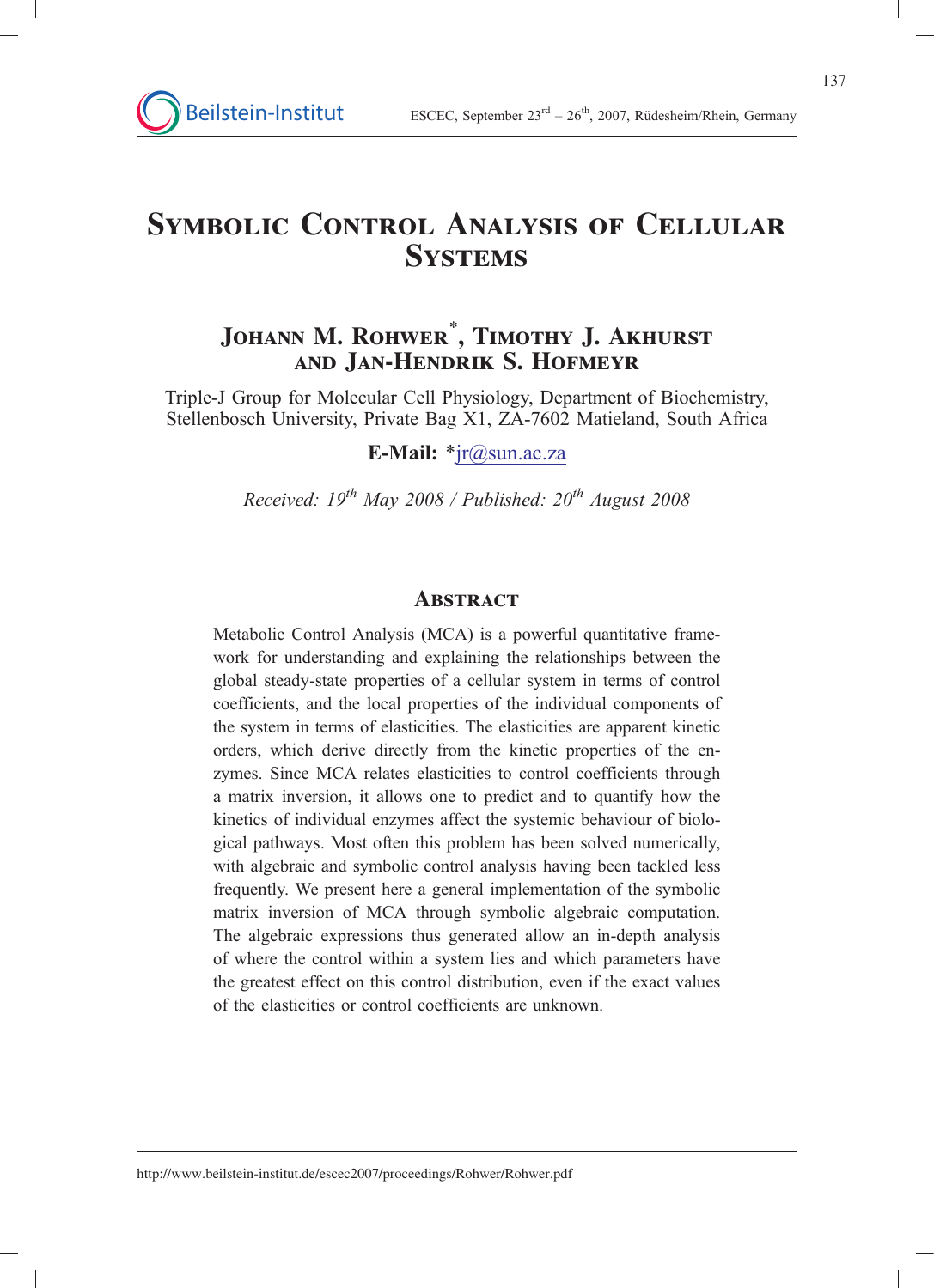# Symbolic Control Analysis of Cellular Systems

## Johann M. Rohwer*, Timothy J. Akhurst and Jan-Hendrik S. Hofmeyr

Triple-J Group for Molecular Cell Physiology, Department of Biochemistry, Stellenbosch University, Private Bag X1, ZA-7602 Matieland, South Africa

**E-Mail:** *jr@sun.ac.za

*Received: 19th May 2008 / Published: 20th August 2008*

## Abstract

Metabolic Control Analysis (MCA) is a powerful quantitative framework for understanding and explaining the relationships between the global steady-state properties of a cellular system in terms of control coefficients, and the local properties of the individual components of the system in terms of elasticities. The elasticities are apparent kinetic orders, which derive directly from the kinetic properties of the enzymes. Since MCA relates elasticities to control coefficients through a matrix inversion, it allows one to predict and to quantify how the kinetics of individual enzymes affect the systemic behaviour of biological pathways. Most often this problem has been solved numerically, with algebraic and symbolic control analysis having been tackled less frequently. We present here a general implementation of the symbolic matrix inversion of MCA through symbolic algebraic computation. The algebraic expressions thus generated allow an in-depth analysis of where the control within a system lies and which parameters have the greatest effect on this control distribution, even if the exact values of the elasticities or control coefficients are unknown.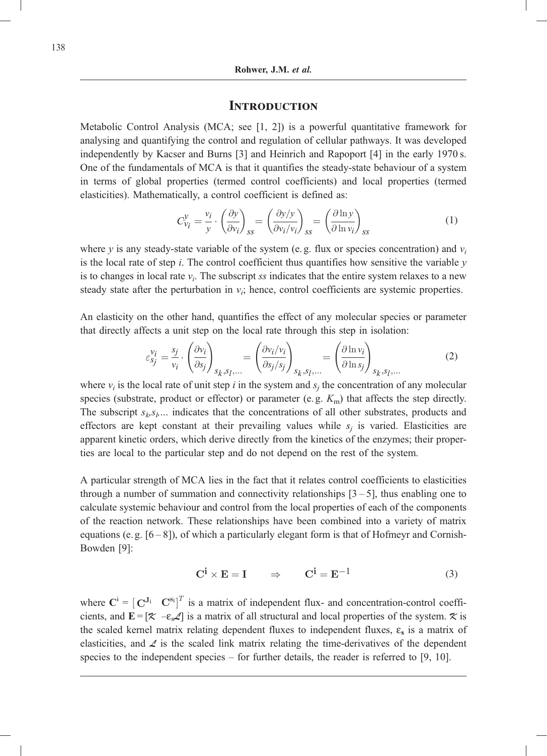## Introduction

Metabolic Control Analysis (MCA; see [1, 2]) is a powerful quantitative framework for analysing and quantifying the control and regulation of cellular pathways. It was developed independently by Kacser and Burns [3] and Heinrich and Rapoport [4] in the early 1970 s. One of the fundamentals of MCA is that it quantifies the steady-state behaviour of a system in terms of global properties (termed control coefficients) and local properties (termed elasticities). Mathematically, a control coefficient is defined as:

$$C^{y}_{v_i} = \frac{v_i}{y} \cdot \left(\frac{\partial y}{\partial v_i}\right)_{ss} = \left(\frac{\partial y / y}{\partial v_i / v_i}\right)_{ss} = \left(\frac{\partial \ln y}{\partial \ln v_i}\right)_{ss} \tag{1}$$

where $y$ is any steady-state variable of the system (e. g. flux or species concentration) and $v_i$ is the local rate of step $i$. The control coefficient thus quantifies how sensitive the variable $y$ is to changes in local rate $v_i$. The subscript $ss$ indicates that the entire system relaxes to a new steady state after the perturbation in $v_i$; hence, control coefficients are systemic properties.

An elasticity on the other hand, quantifies the effect of any molecular species or parameter that directly affects a unit step on the local rate through this step in isolation:

$$\varepsilon^{v_i}_{s_j} = \frac{s_j}{v_i} \cdot \left(\frac{\partial v_i}{\partial s_j}\right)_{s_k, s_l, \ldots} = \left(\frac{\partial v_i / v_i}{\partial s_j / s_j}\right)_{s_k, s_l, \ldots} = \left(\frac{\partial \ln v_i}{\partial \ln s_j}\right)_{s_k, s_l, \ldots} \tag{2}$$

where $v_i$ is the local rate of unit step $i$ in the system and $s_j$ the concentration of any molecular species (substrate, product or effector) or parameter (e. g. $K_m$) that affects the step directly. The subscript $s_k, s_l, \ldots$ indicates that the concentrations of all other substrates, products and effectors are kept constant at their prevailing values while $s_j$ is varied. Elasticities are apparent kinetic orders, which derive directly from the kinetics of the enzymes; their properties are local to the particular step and do not depend on the rest of the system.

A particular strength of MCA lies in the fact that it relates control coefficients to elasticities through a number of summation and connectivity relationships [3 – 5], thus enabling one to calculate systemic behaviour and control from the local properties of each of the components of the reaction network. These relationships have been combined into a variety of matrix equations (e. g. [6 – 8]), of which a particularly elegant form is that of Hofmeyr and Cornish-Bowden [9]:

$$\mathbf{C^i} \times \mathbf{E} = \mathbf{I} \qquad \Rightarrow \qquad \mathbf{C^i} = \mathbf{E}^{-1} \tag{3}$$

where $\mathbf{C}^{\mathrm{i}} = \left[\mathbf{C}^{\mathbf{J_i}} \quad \mathbf{C}^{\mathbf{s_i}}\right]^T$ is a matrix of independent flux- and concentration-control coefficients, and $\mathbf{E} = [\mathcal{K} \; -\varepsilon_{\mathbf{s}}\mathcal{L}]$ is a matrix of all structural and local properties of the system. $\mathcal{K}$ is the scaled kernel matrix relating dependent fluxes to independent fluxes, $\varepsilon_{\mathbf{s}}$ is a matrix of elasticities, and $\mathcal{L}$ is the scaled link matrix relating the time-derivatives of the dependent species to the independent species – for further details, the reader is referred to [9, 10].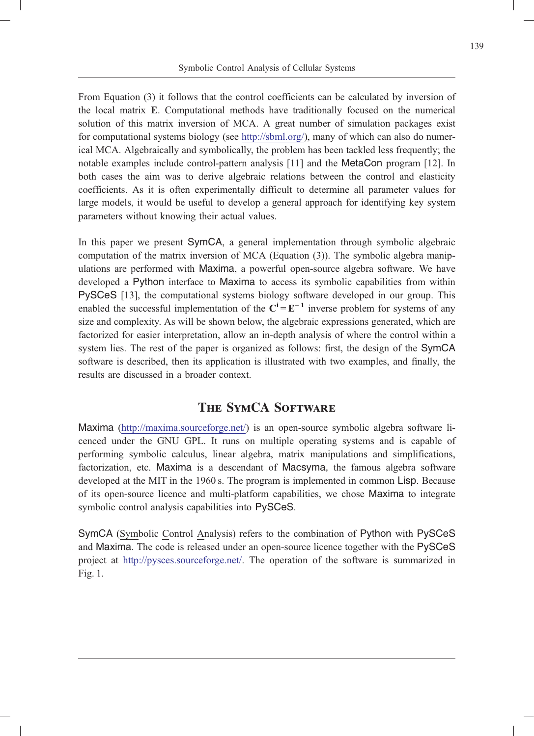From Equation (3) it follows that the control coefficients can be calculated by inversion of the local matrix **E**. Computational methods have traditionally focused on the numerical solution of this matrix inversion of MCA. A great number of simulation packages exist for computational systems biology (see http://sbml.org/), many of which can also do numerical MCA. Algebraically and symbolically, the problem has been tackled less frequently; the notable examples include control-pattern analysis [11] and the MetaCon program [12]. In both cases the aim was to derive algebraic relations between the control and elasticity coefficients. As it is often experimentally difficult to determine all parameter values for large models, it would be useful to develop a general approach for identifying key system parameters without knowing their actual values.

In this paper we present SymCA, a general implementation through symbolic algebraic computation of the matrix inversion of MCA (Equation (3)). The symbolic algebra manipulations are performed with Maxima, a powerful open-source algebra software. We have developed a Python interface to Maxima to access its symbolic capabilities from within PySCeS [13], the computational systems biology software developed in our group. This enabled the successful implementation of the $\mathbf{C}^{\mathbf{i}} = \mathbf{E}^{-1}$ inverse problem for systems of any size and complexity. As will be shown below, the algebraic expressions generated, which are factorized for easier interpretation, allow an in-depth analysis of where the control within a system lies. The rest of the paper is organized as follows: first, the design of the SymCA software is described, then its application is illustrated with two examples, and finally, the results are discussed in a broader context.

## The SymCA Software

Maxima (http://maxima.sourceforge.net/) is an open-source symbolic algebra software licenced under the GNU GPL. It runs on multiple operating systems and is capable of performing symbolic calculus, linear algebra, matrix manipulations and simplifications, factorization, etc. Maxima is a descendant of Macsyma, the famous algebra software developed at the MIT in the 1960 s. The program is implemented in common Lisp. Because of its open-source licence and multi-platform capabilities, we chose Maxima to integrate symbolic control analysis capabilities into PySCeS.

SymCA (Symbolic Control Analysis) refers to the combination of Python with PySCeS and Maxima. The code is released under an open-source licence together with the PySCeS project at http://pysces.sourceforge.net/. The operation of the software is summarized in Fig. 1.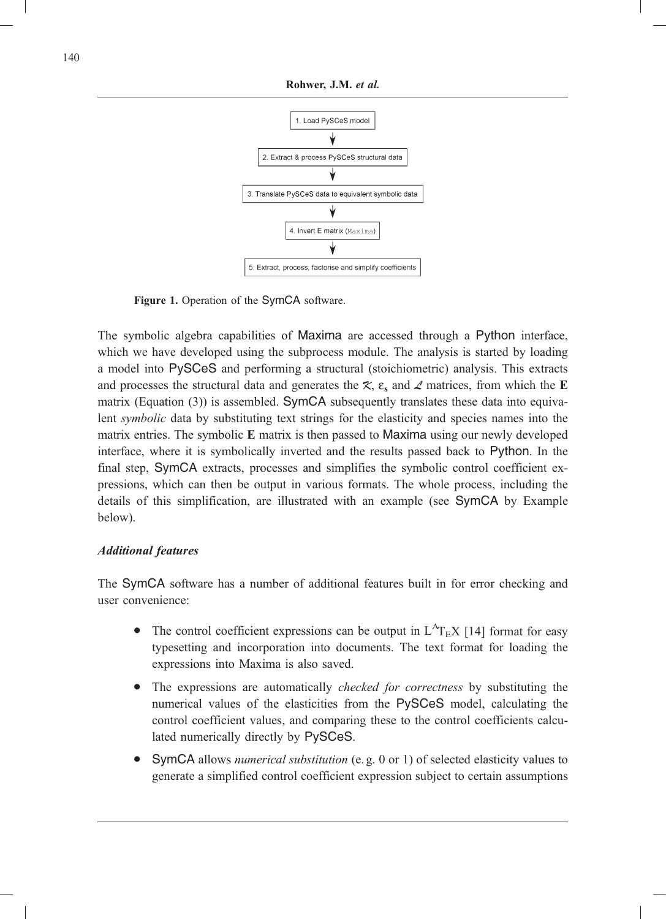1. Load PySCeS model
2. Extract & process PySCeS structural data
3. Translate PySCeS data to equivalent symbolic data
4. Invert E matrix (`Maxima`)
5. Extract, process, factorise and simplify coefficients

**Figure 1.** Operation of the SymCA software.

The symbolic algebra capabilities of Maxima are accessed through a Python interface, which we have developed using the subprocess module. The analysis is started by loading a model into PySCeS and performing a structural (stoichiometric) analysis. This extracts and processes the structural data and generates the $\mathcal{K}$, $\varepsilon_{\mathbf{s}}$ and $\mathcal{L}$ matrices, from which the **E** matrix (Equation (3)) is assembled. SymCA subsequently translates these data into equivalent *symbolic* data by substituting text strings for the elasticity and species names into the matrix entries. The symbolic **E** matrix is then passed to Maxima using our newly developed interface, where it is symbolically inverted and the results passed back to Python. In the final step, SymCA extracts, processes and simplifies the symbolic control coefficient expressions, which can then be output in various formats. The whole process, including the details of this simplification, are illustrated with an example (see SymCA by Example below).

### *Additional features*

The SymCA software has a number of additional features built in for error checking and user convenience:

- The control coefficient expressions can be output in LaTeX [14] format for easy typesetting and incorporation into documents. The text format for loading the expressions into Maxima is also saved.
- The expressions are automatically *checked for correctness* by substituting the numerical values of the elasticities from the PySCeS model, calculating the control coefficient values, and comparing these to the control coefficients calculated numerically directly by PySCeS.
- SymCA allows *numerical substitution* (e. g. 0 or 1) of selected elasticity values to generate a simplified control coefficient expression subject to certain assumptions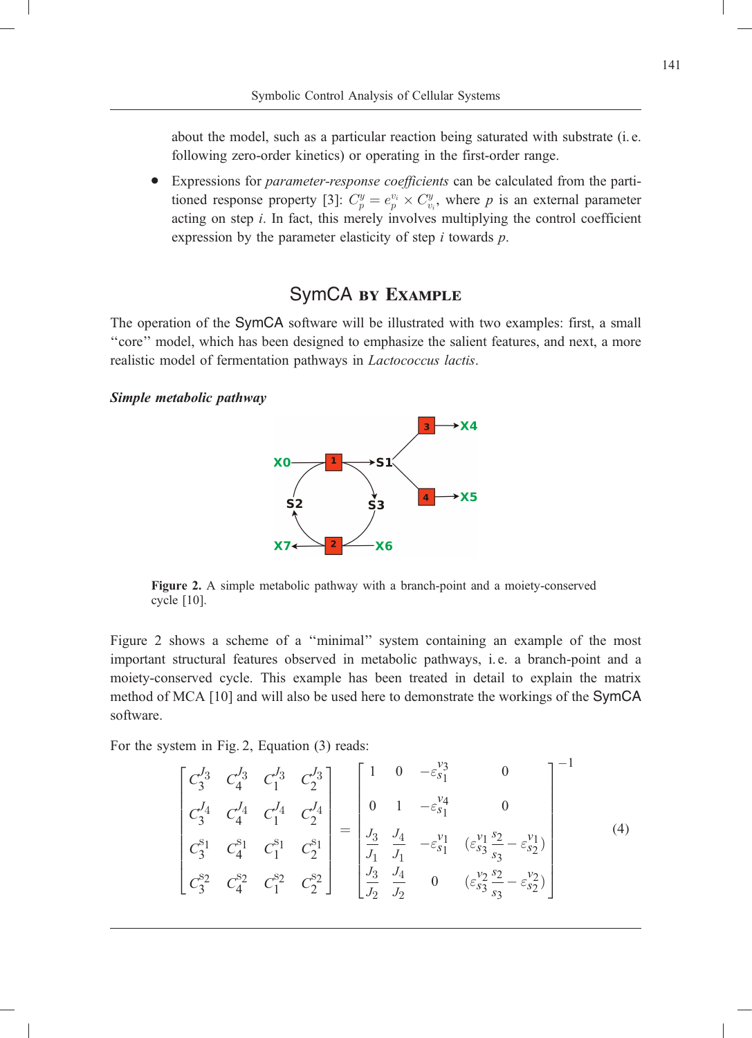about the model, such as a particular reaction being saturated with substrate (i. e. following zero-order kinetics) or operating in the first-order range.

- Expressions for *parameter-response coefficients* can be calculated from the partitioned response property [3]: $C_p^y = e_p^{v_i} \times C_{v_i}^y$, where $p$ is an external parameter acting on step $i$. In fact, this merely involves multiplying the control coefficient expression by the parameter elasticity of step $i$ towards $p$.

## SymCA by Example

The operation of the SymCA software will be illustrated with two examples: first, a small "core" model, which has been designed to emphasize the salient features, and next, a more realistic model of fermentation pathways in *Lactococcus lactis*.

### *Simple metabolic pathway*

**Figure 2.** A simple metabolic pathway with a branch-point and a moiety-conserved cycle [10].

Figure 2 shows a scheme of a "minimal" system containing an example of the most important structural features observed in metabolic pathways, i. e. a branch-point and a moiety-conserved cycle. This example has been treated in detail to explain the matrix method of MCA [10] and will also be used here to demonstrate the workings of the SymCA software.

For the system in Fig. 2, Equation (3) reads:

$$\begin{bmatrix} C_3^{J_3} & C_4^{J_3} & C_1^{J_3} & C_2^{J_3} \\ C_3^{J_4} & C_4^{J_4} & C_1^{J_4} & C_2^{J_4} \\ C_3^{S1} & C_4^{S1} & C_1^{S1} & C_2^{S1} \\ C_3^{S2} & C_4^{S2} & C_1^{S2} & C_2^{S2} \end{bmatrix} = \begin{bmatrix} 1 & 0 & -\varepsilon_{S1}^{v3} & 0 \\ 0 & 1 & -\varepsilon_{S1}^{v4} & 0 \\ \frac{J_3}{J_1} & \frac{J_4}{J_1} & -\varepsilon_{S1}^{v1} & (\varepsilon_{S3}^{v1} \frac{s_2}{s_3} - \varepsilon_{S2}^{v1}) \\ \frac{J_3}{J_2} & \frac{J_4}{J_2} & 0 & (\varepsilon_{S3}^{v2} \frac{s_2}{s_3} - \varepsilon_{S2}^{v2}) \end{bmatrix}^{-1} \tag{4}$$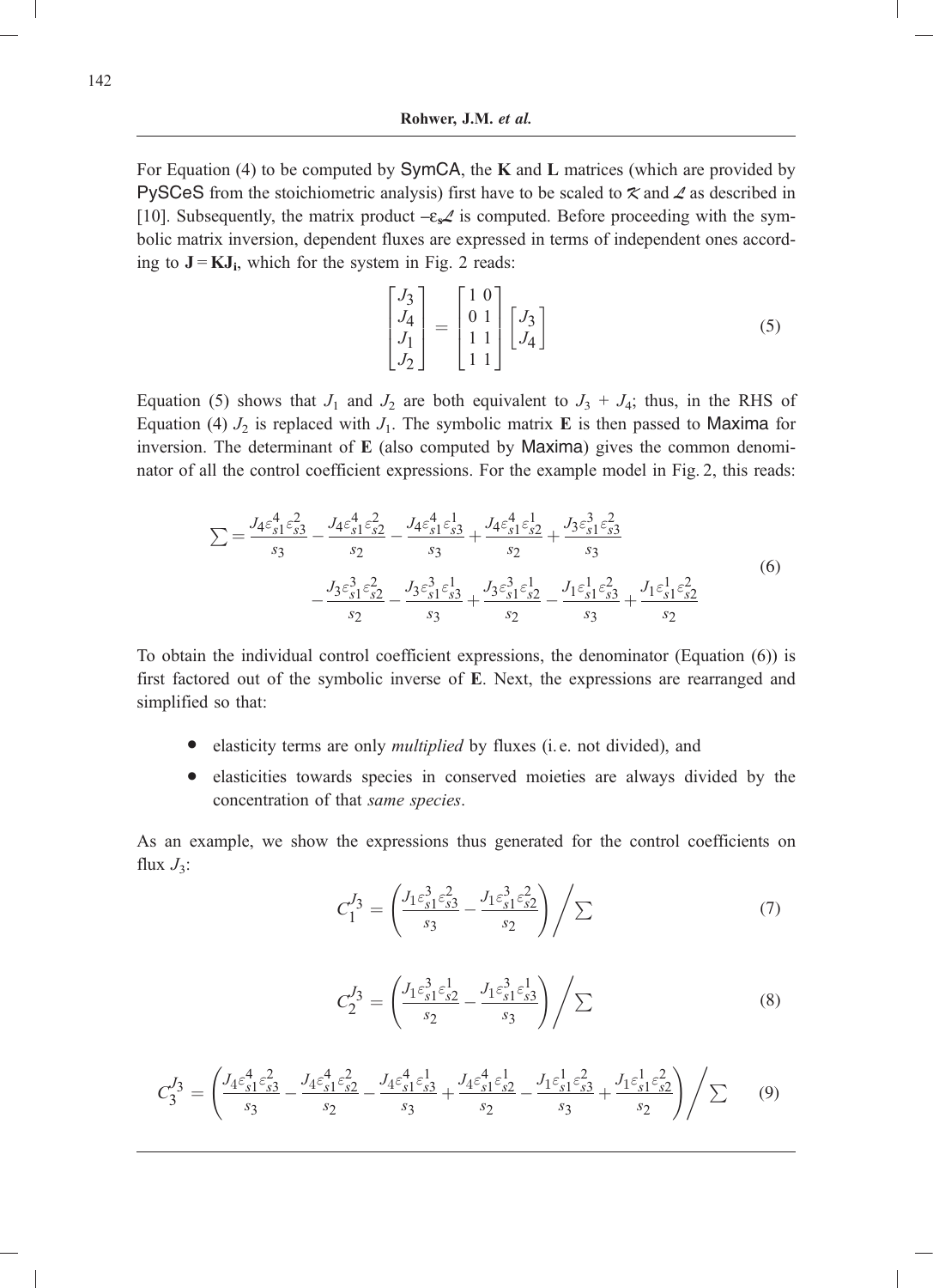For Equation (4) to be computed by SymCA, the **K** and **L** matrices (which are provided by PySCeS from the stoichiometric analysis) first have to be scaled to $\mathcal{K}$ and $\mathcal{L}$ as described in [10]. Subsequently, the matrix product $-\varepsilon_{\mathbf{s}}\mathcal{L}$ is computed. Before proceeding with the symbolic matrix inversion, dependent fluxes are expressed in terms of independent ones according to $\mathbf{J} = \mathbf{K}\mathbf{J_i}$, which for the system in Fig. 2 reads:

$$\begin{bmatrix} J_3 \\ J_4 \\ J_1 \\ J_2 \end{bmatrix} = \begin{bmatrix} 1 & 0 \\ 0 & 1 \\ 1 & 1 \\ 1 & 1 \end{bmatrix} \begin{bmatrix} J_3 \\ J_4 \end{bmatrix} \tag{5}$$

Equation (5) shows that $J_1$ and $J_2$ are both equivalent to $J_3 + J_4$; thus, in the RHS of Equation (4) $J_2$ is replaced with $J_1$. The symbolic matrix **E** is then passed to Maxima for inversion. The determinant of **E** (also computed by Maxima) gives the common denominator of all the control coefficient expressions. For the example model in Fig. 2, this reads:

$$\sum = \frac{J_4\varepsilon^4_{s1}\varepsilon^2_{s3}}{s_3} - \frac{J_4\varepsilon^4_{s1}\varepsilon^2_{s2}}{s_2} - \frac{J_4\varepsilon^4_{s1}\varepsilon^1_{s3}}{s_3} + \frac{J_4\varepsilon^4_{s1}\varepsilon^1_{s2}}{s_2} + \frac{J_3\varepsilon^3_{s1}\varepsilon^2_{s3}}{s_3} - \frac{J_3\varepsilon^3_{s1}\varepsilon^2_{s2}}{s_2} - \frac{J_3\varepsilon^3_{s1}\varepsilon^1_{s3}}{s_3} + \frac{J_3\varepsilon^3_{s1}\varepsilon^1_{s2}}{s_2} - \frac{J_1\varepsilon^1_{s1}\varepsilon^2_{s3}}{s_3} + \frac{J_1\varepsilon^1_{s1}\varepsilon^2_{s2}}{s_2} \tag{6}$$

To obtain the individual control coefficient expressions, the denominator (Equation (6)) is first factored out of the symbolic inverse of **E**. Next, the expressions are rearranged and simplified so that:

- elasticity terms are only *multiplied* by fluxes (i.e. not divided), and
- elasticities towards species in conserved moieties are always divided by the concentration of that *same species*.

As an example, we show the expressions thus generated for the control coefficients on flux $J_3$:

$$C^{J_3}_1 = \left(\frac{J_1\varepsilon^3_{s1}\varepsilon^2_{s3}}{s_3} - \frac{J_1\varepsilon^3_{s1}\varepsilon^2_{s2}}{s_2}\right) \Big/ \sum \tag{7}$$

$$C^{J_3}_2 = \left(\frac{J_1\varepsilon^3_{s1}\varepsilon^1_{s2}}{s_2} - \frac{J_1\varepsilon^3_{s1}\varepsilon^1_{s3}}{s_3}\right) \Big/ \sum \tag{8}$$

$$C^{J_3}_3 = \left(\frac{J_4\varepsilon^4_{s1}\varepsilon^2_{s3}}{s_3} - \frac{J_4\varepsilon^4_{s1}\varepsilon^2_{s2}}{s_2} - \frac{J_4\varepsilon^4_{s1}\varepsilon^1_{s3}}{s_3} + \frac{J_4\varepsilon^4_{s1}\varepsilon^1_{s2}}{s_2} - \frac{J_1\varepsilon^1_{s1}\varepsilon^2_{s3}}{s_3} + \frac{J_1\varepsilon^1_{s1}\varepsilon^2_{s2}}{s_2}\right) \Big/ \sum \tag{9}$$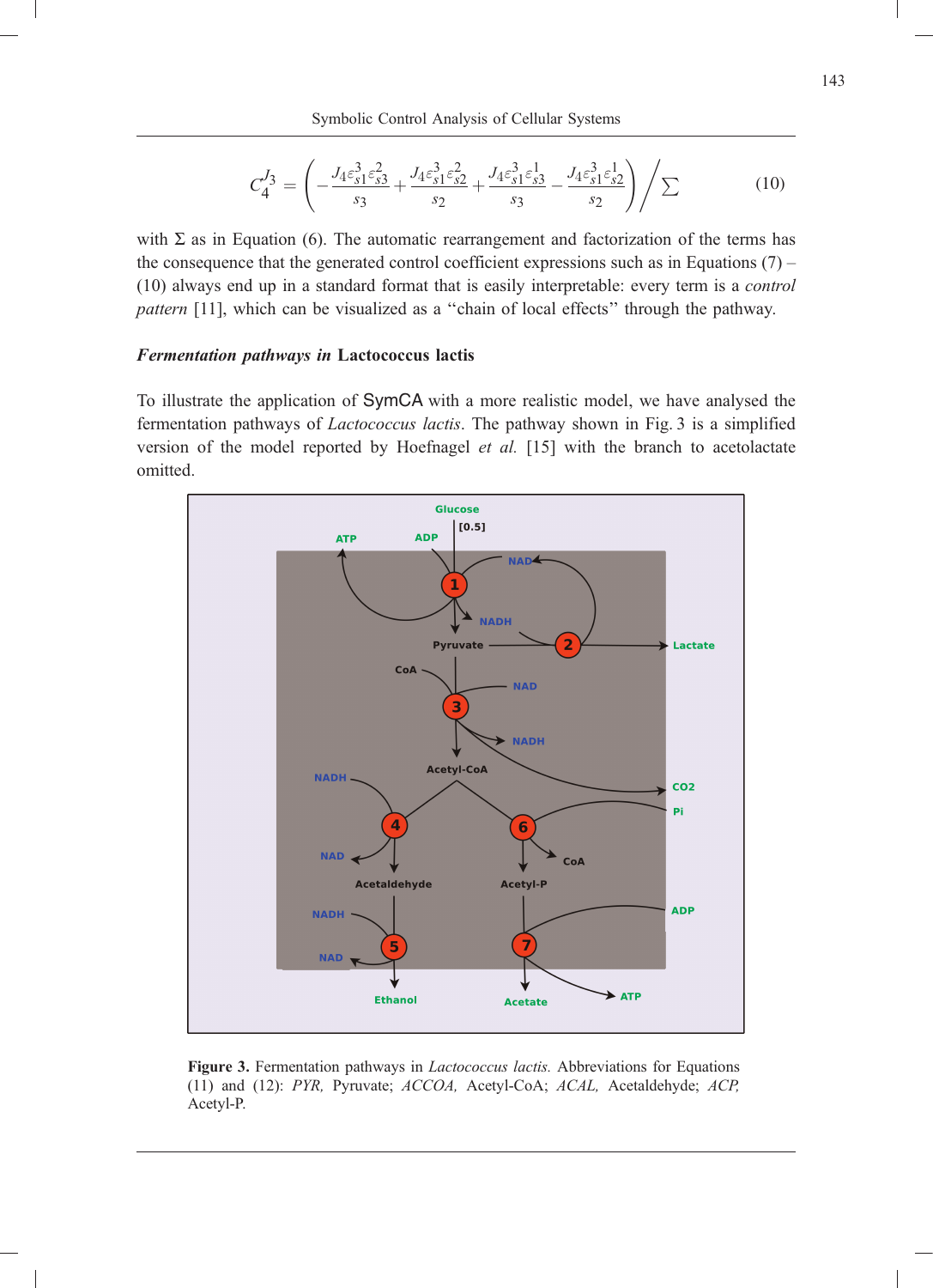$$C_4^{J_3} = \left( -\frac{J_4 \varepsilon_{s1}^3 \varepsilon_{s3}^2}{s_3} + \frac{J_4 \varepsilon_{s1}^3 \varepsilon_{s2}^2}{s_2} + \frac{J_4 \varepsilon_{s1}^3 \varepsilon_{s3}^1}{s_3} - \frac{J_4 \varepsilon_{s1}^3 \varepsilon_{s2}^1}{s_2} \right) \Big/ \Sigma \tag{10}$$

with $\Sigma$ as in Equation (6). The automatic rearrangement and factorization of the terms has the consequence that the generated control coefficient expressions such as in Equations (7) – (10) always end up in a standard format that is easily interpretable: every term is a *control pattern* [11], which can be visualized as a "chain of local effects" through the pathway.

### *Fermentation pathways in* Lactococcus lactis

To illustrate the application of SymCA with a more realistic model, we have analysed the fermentation pathways of *Lactococcus lactis*. The pathway shown in Fig. 3 is a simplified version of the model reported by Hoefnagel *et al.* [15] with the branch to acetolactate omitted.

**Figure 3.** Fermentation pathways in *Lactococcus lactis.* Abbreviations for Equations (11) and (12): *PYR,* Pyruvate; *ACCOA,* Acetyl-CoA; *ACAL,* Acetaldehyde; *ACP,* Acetyl-P.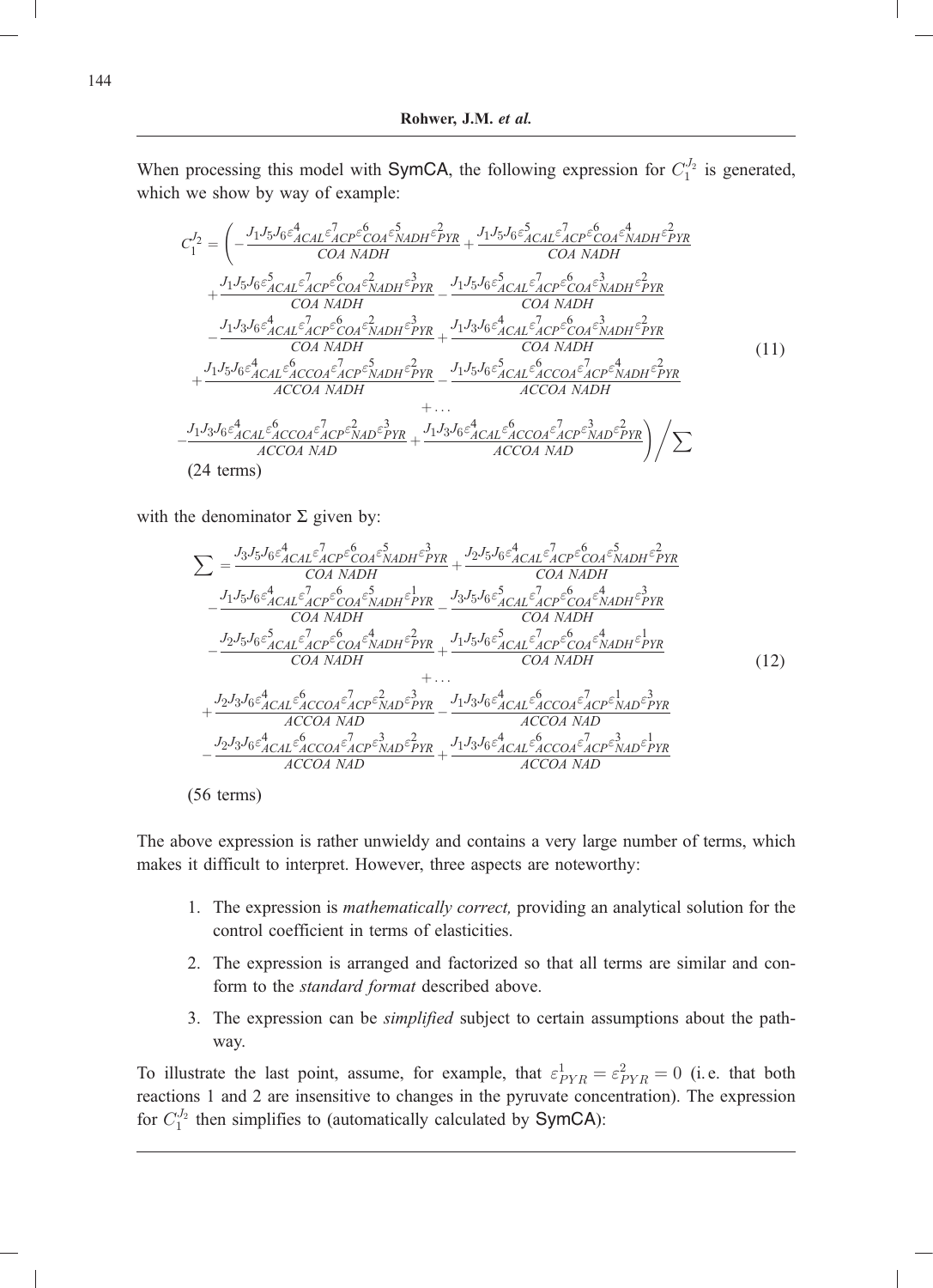When processing this model with SymCA, the following expression for $C_1^{J_2}$ is generated, which we show by way of example:

$$
\begin{aligned}
C_1^{J_2} = \Bigg( & -\frac{J_1 J_5 J_6 \varepsilon^4_{ACAL} \varepsilon^7_{ACP} \varepsilon^6_{COA} \varepsilon^5_{NADH} \varepsilon^2_{PYR}}{COA\ NADH} + \frac{J_1 J_5 J_6 \varepsilon^5_{ACAL} \varepsilon^7_{ACP} \varepsilon^6_{COA} \varepsilon^4_{NADH} \varepsilon^2_{PYR}}{COA\ NADH} \\
& + \frac{J_1 J_5 J_6 \varepsilon^5_{ACAL} \varepsilon^7_{ACP} \varepsilon^6_{COA} \varepsilon^2_{NADH} \varepsilon^3_{PYR}}{COA\ NADH} - \frac{J_1 J_5 J_6 \varepsilon^5_{ACAL} \varepsilon^7_{ACP} \varepsilon^6_{COA} \varepsilon^3_{NADH} \varepsilon^2_{PYR}}{COA\ NADH} \\
& - \frac{J_1 J_3 J_6 \varepsilon^4_{ACAL} \varepsilon^7_{ACP} \varepsilon^6_{COA} \varepsilon^2_{NADH} \varepsilon^3_{PYR}}{COA\ NADH} + \frac{J_1 J_3 J_6 \varepsilon^4_{ACAL} \varepsilon^7_{ACP} \varepsilon^6_{COA} \varepsilon^3_{NADH} \varepsilon^2_{PYR}}{COA\ NADH} \\
& + \frac{J_1 J_5 J_6 \varepsilon^4_{ACAL} \varepsilon^6_{ACCOA} \varepsilon^7_{ACP} \varepsilon^5_{NADH} \varepsilon^2_{PYR}}{ACCOA\ NADH} - \frac{J_1 J_5 J_6 \varepsilon^5_{ACAL} \varepsilon^6_{ACCOA} \varepsilon^7_{ACP} \varepsilon^4_{NADH} \varepsilon^2_{PYR}}{ACCOA\ NADH} \\
& + \ldots \\
& - \frac{J_1 J_3 J_6 \varepsilon^4_{ACAL} \varepsilon^6_{ACCOA} \varepsilon^7_{ACP} \varepsilon^2_{NAD} \varepsilon^3_{PYR}}{ACCOA\ NAD} + \frac{J_1 J_3 J_6 \varepsilon^4_{ACAL} \varepsilon^6_{ACCOA} \varepsilon^7_{ACP} \varepsilon^3_{NAD} \varepsilon^2_{PYR}}{ACCOA\ NAD} \Bigg) \Big/ \sum
\end{aligned}
\tag{11}
$$

(24 terms)

with the denominator $\Sigma$ given by:

$$
\begin{aligned}
\sum = & \frac{J_3 J_5 J_6 \varepsilon^4_{ACAL} \varepsilon^7_{ACP} \varepsilon^6_{COA} \varepsilon^5_{NADH} \varepsilon^3_{PYR}}{COA\ NADH} + \frac{J_2 J_5 J_6 \varepsilon^4_{ACAL} \varepsilon^7_{ACP} \varepsilon^6_{COA} \varepsilon^5_{NADH} \varepsilon^2_{PYR}}{COA\ NADH} \\
& - \frac{J_1 J_5 J_6 \varepsilon^4_{ACAL} \varepsilon^7_{ACP} \varepsilon^6_{COA} \varepsilon^5_{NADH} \varepsilon^1_{PYR}}{COA\ NADH} - \frac{J_3 J_5 J_6 \varepsilon^5_{ACAL} \varepsilon^7_{ACP} \varepsilon^6_{COA} \varepsilon^4_{NADH} \varepsilon^3_{PYR}}{COA\ NADH} \\
& - \frac{J_2 J_5 J_6 \varepsilon^5_{ACAL} \varepsilon^7_{ACP} \varepsilon^6_{COA} \varepsilon^4_{NADH} \varepsilon^2_{PYR}}{COA\ NADH} + \frac{J_1 J_5 J_6 \varepsilon^5_{ACAL} \varepsilon^7_{ACP} \varepsilon^6_{COA} \varepsilon^4_{NADH} \varepsilon^1_{PYR}}{COA\ NADH} \\
& + \ldots \\
& + \frac{J_2 J_3 J_6 \varepsilon^4_{ACAL} \varepsilon^6_{ACCOA} \varepsilon^7_{ACP} \varepsilon^2_{NAD} \varepsilon^3_{PYR}}{ACCOA\ NAD} - \frac{J_1 J_3 J_6 \varepsilon^4_{ACAL} \varepsilon^6_{ACCOA} \varepsilon^7_{ACP} \varepsilon^1_{NAD} \varepsilon^3_{PYR}}{ACCOA\ NAD} \\
& - \frac{J_2 J_3 J_6 \varepsilon^4_{ACAL} \varepsilon^6_{ACCOA} \varepsilon^7_{ACP} \varepsilon^3_{NAD} \varepsilon^2_{PYR}}{ACCOA\ NAD} + \frac{J_1 J_3 J_6 \varepsilon^4_{ACAL} \varepsilon^6_{ACCOA} \varepsilon^7_{ACP} \varepsilon^3_{NAD} \varepsilon^1_{PYR}}{ACCOA\ NAD}
\end{aligned}
\tag{12}
$$

(56 terms)

The above expression is rather unwieldy and contains a very large number of terms, which makes it difficult to interpret. However, three aspects are noteworthy:

1. The expression is *mathematically correct,* providing an analytical solution for the control coefficient in terms of elasticities.
2. The expression is arranged and factorized so that all terms are similar and conform to the *standard format* described above.
3. The expression can be *simplified* subject to certain assumptions about the pathway.

To illustrate the last point, assume, for example, that $\varepsilon^1_{PYR} = \varepsilon^2_{PYR} = 0$ (i.e. that both reactions 1 and 2 are insensitive to changes in the pyruvate concentration). The expression for $C_1^{J_2}$ then simplifies to (automatically calculated by SymCA):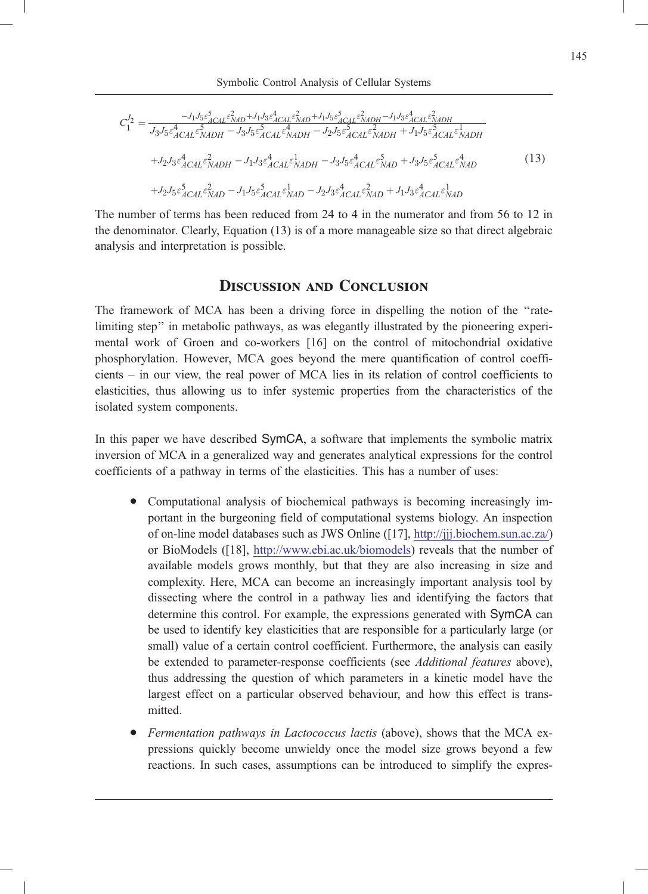$$C_1^{J_2} = \frac{-J_1 J_5 \varepsilon^5_{ACAL}\varepsilon^2_{NAD} + J_1 J_3 \varepsilon^4_{ACAL}\varepsilon^2_{NAD} + J_1 J_5 \varepsilon^5_{ACAL}\varepsilon^2_{NADH} - J_1 J_3 \varepsilon^4_{ACAL}\varepsilon^2_{NADH}}{\begin{array}{l} J_3 J_5 \varepsilon^4_{ACAL}\varepsilon^5_{NADH} - J_3 J_5 \varepsilon^5_{ACAL}\varepsilon^4_{NADH} - J_2 J_5 \varepsilon^5_{ACAL}\varepsilon^2_{NADH} + J_1 J_5 \varepsilon^5_{ACAL}\varepsilon^1_{NADH} \\ + J_2 J_3 \varepsilon^4_{ACAL}\varepsilon^2_{NADH} - J_1 J_3 \varepsilon^4_{ACAL}\varepsilon^1_{NADH} - J_3 J_5 \varepsilon^4_{ACAL}\varepsilon^5_{NAD} + J_3 J_5 \varepsilon^5_{ACAL}\varepsilon^4_{NAD} \\ + J_2 J_5 \varepsilon^5_{ACAL}\varepsilon^2_{NAD} - J_1 J_5 \varepsilon^5_{ACAL}\varepsilon^1_{NAD} - J_2 J_3 \varepsilon^4_{ACAL}\varepsilon^2_{NAD} + J_1 J_3 \varepsilon^4_{ACAL}\varepsilon^1_{NAD} \end{array}} \quad (13)$$

The number of terms has been reduced from 24 to 4 in the numerator and from 56 to 12 in the denominator. Clearly, Equation (13) is of a more manageable size so that direct algebraic analysis and interpretation is possible.

## Discussion and Conclusion

The framework of MCA has been a driving force in dispelling the notion of the "rate-limiting step" in metabolic pathways, as was elegantly illustrated by the pioneering experimental work of Groen and co-workers [16] on the control of mitochondrial oxidative phosphorylation. However, MCA goes beyond the mere quantification of control coefficients – in our view, the real power of MCA lies in its relation of control coefficients to elasticities, thus allowing us to infer systemic properties from the characteristics of the isolated system components.

In this paper we have described SymCA, a software that implements the symbolic matrix inversion of MCA in a generalized way and generates analytical expressions for the control coefficients of a pathway in terms of the elasticities. This has a number of uses:

- Computational analysis of biochemical pathways is becoming increasingly important in the burgeoning field of computational systems biology. An inspection of on-line model databases such as JWS Online ([17], http://jjj.biochem.sun.ac.za/) or BioModels ([18], http://www.ebi.ac.uk/biomodels) reveals that the number of available models grows monthly, but that they are also increasing in size and complexity. Here, MCA can become an increasingly important analysis tool by dissecting where the control in a pathway lies and identifying the factors that determine this control. For example, the expressions generated with SymCA can be used to identify key elasticities that are responsible for a particularly large (or small) value of a certain control coefficient. Furthermore, the analysis can easily be extended to parameter-response coefficients (see *Additional features* above), thus addressing the question of which parameters in a kinetic model have the largest effect on a particular observed behaviour, and how this effect is transmitted.
- *Fermentation pathways in Lactococcus lactis* (above), shows that the MCA expressions quickly become unwieldy once the model size grows beyond a few reactions. In such cases, assumptions can be introduced to simplify the expres-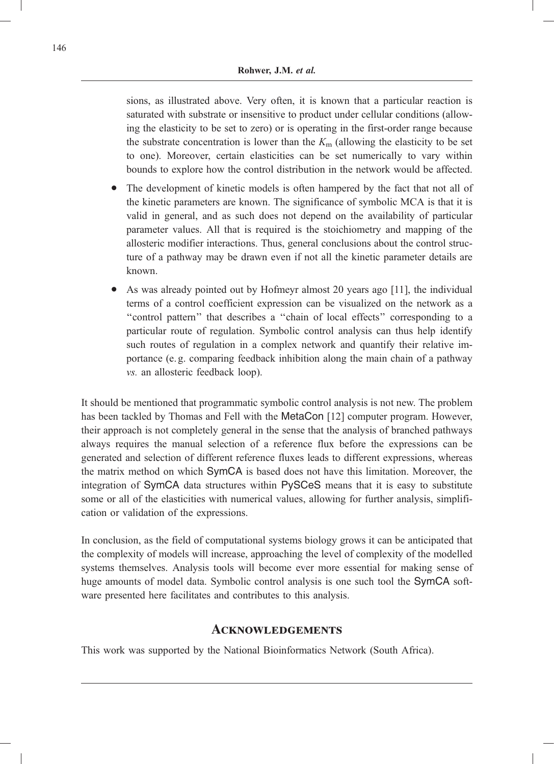sions, as illustrated above. Very often, it is known that a particular reaction is saturated with substrate or insensitive to product under cellular conditions (allowing the elasticity to be set to zero) or is operating in the first-order range because the substrate concentration is lower than the $K_m$ (allowing the elasticity to be set to one). Moreover, certain elasticities can be set numerically to vary within bounds to explore how the control distribution in the network would be affected.

- The development of kinetic models is often hampered by the fact that not all of the kinetic parameters are known. The significance of symbolic MCA is that it is valid in general, and as such does not depend on the availability of particular parameter values. All that is required is the stoichiometry and mapping of the allosteric modifier interactions. Thus, general conclusions about the control structure of a pathway may be drawn even if not all the kinetic parameter details are known.
- As was already pointed out by Hofmeyr almost 20 years ago [11], the individual terms of a control coefficient expression can be visualized on the network as a "control pattern" that describes a "chain of local effects" corresponding to a particular route of regulation. Symbolic control analysis can thus help identify such routes of regulation in a complex network and quantify their relative importance (e. g. comparing feedback inhibition along the main chain of a pathway *vs.* an allosteric feedback loop).

It should be mentioned that programmatic symbolic control analysis is not new. The problem has been tackled by Thomas and Fell with the MetaCon [12] computer program. However, their approach is not completely general in the sense that the analysis of branched pathways always requires the manual selection of a reference flux before the expressions can be generated and selection of different reference fluxes leads to different expressions, whereas the matrix method on which SymCA is based does not have this limitation. Moreover, the integration of SymCA data structures within PySCeS means that it is easy to substitute some or all of the elasticities with numerical values, allowing for further analysis, simplification or validation of the expressions.

In conclusion, as the field of computational systems biology grows it can be anticipated that the complexity of models will increase, approaching the level of complexity of the modelled systems themselves. Analysis tools will become ever more essential for making sense of huge amounts of model data. Symbolic control analysis is one such tool the SymCA software presented here facilitates and contributes to this analysis.

## Acknowledgements

This work was supported by the National Bioinformatics Network (South Africa).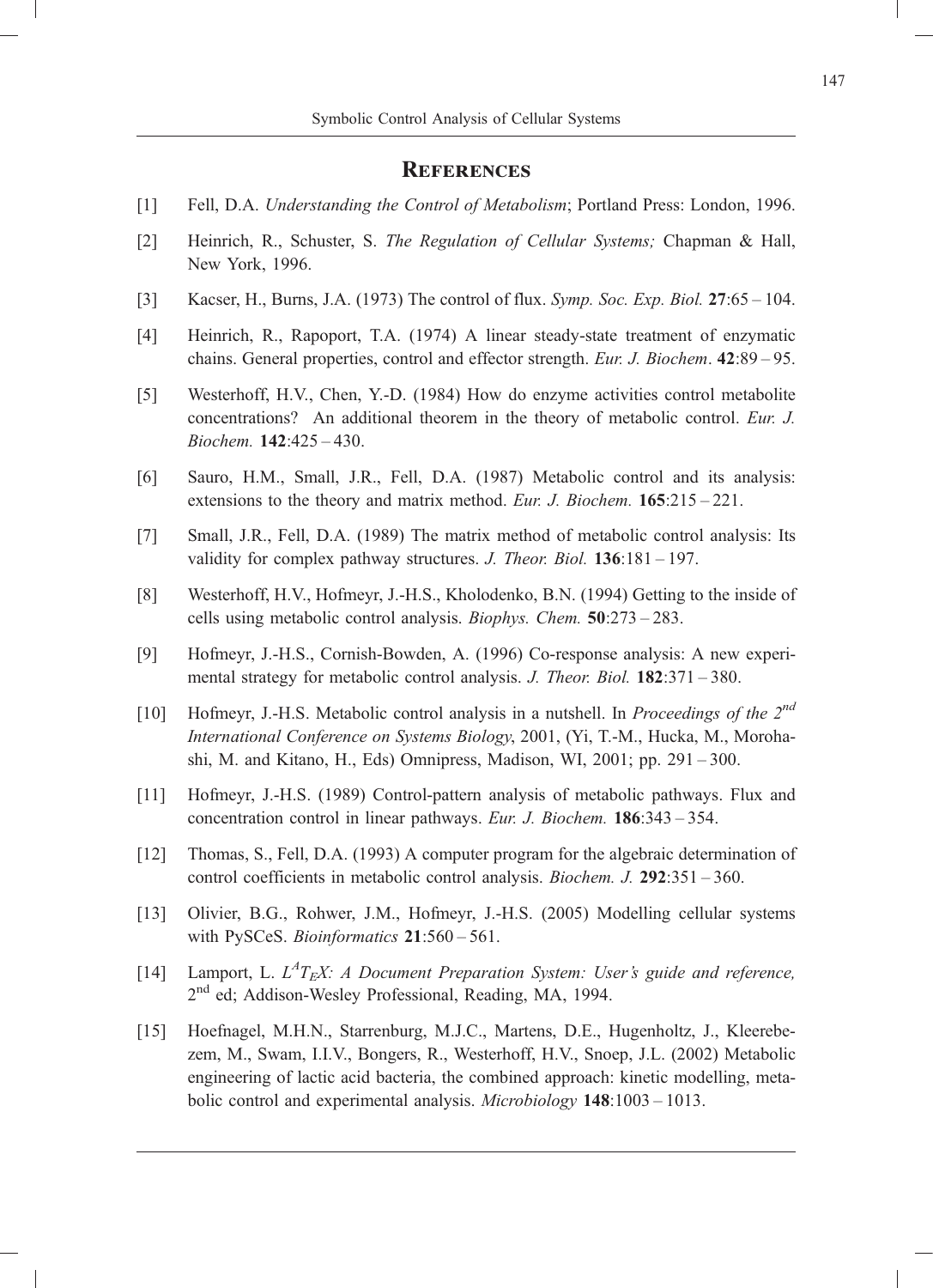## References

[1] Fell, D.A. *Understanding the Control of Metabolism*; Portland Press: London, 1996.

[2] Heinrich, R., Schuster, S. *The Regulation of Cellular Systems;* Chapman & Hall, New York, 1996.

[3] Kacser, H., Burns, J.A. (1973) The control of flux. *Symp. Soc. Exp. Biol.* **27**:65 – 104.

[4] Heinrich, R., Rapoport, T.A. (1974) A linear steady-state treatment of enzymatic chains. General properties, control and effector strength. *Eur. J. Biochem*. **42**:89 – 95.

[5] Westerhoff, H.V., Chen, Y.-D. (1984) How do enzyme activities control metabolite concentrations? An additional theorem in the theory of metabolic control. *Eur. J. Biochem.* **142**:425 – 430.

[6] Sauro, H.M., Small, J.R., Fell, D.A. (1987) Metabolic control and its analysis: extensions to the theory and matrix method. *Eur. J. Biochem.* **165**:215 – 221.

[7] Small, J.R., Fell, D.A. (1989) The matrix method of metabolic control analysis: Its validity for complex pathway structures. *J. Theor. Biol.* **136**:181 – 197.

[8] Westerhoff, H.V., Hofmeyr, J.-H.S., Kholodenko, B.N. (1994) Getting to the inside of cells using metabolic control analysis. *Biophys. Chem.* **50**:273 – 283.

[9] Hofmeyr, J.-H.S., Cornish-Bowden, A. (1996) Co-response analysis: A new experimental strategy for metabolic control analysis. *J. Theor. Biol.* **182**:371 – 380.

[10] Hofmeyr, J.-H.S. Metabolic control analysis in a nutshell. In *Proceedings of the 2nd International Conference on Systems Biology*, 2001, (Yi, T.-M., Hucka, M., Morohashi, M. and Kitano, H., Eds) Omnipress, Madison, WI, 2001; pp. 291 – 300.

[11] Hofmeyr, J.-H.S. (1989) Control-pattern analysis of metabolic pathways. Flux and concentration control in linear pathways. *Eur. J. Biochem.* **186**:343 – 354.

[12] Thomas, S., Fell, D.A. (1993) A computer program for the algebraic determination of control coefficients in metabolic control analysis. *Biochem. J.* **292**:351 – 360.

[13] Olivier, B.G., Rohwer, J.M., Hofmeyr, J.-H.S. (2005) Modelling cellular systems with PySCeS. *Bioinformatics* **21**:560 – 561.

[14] Lamport, L. *LATEX: A Document Preparation System: User's guide and reference,* 2nd ed; Addison-Wesley Professional, Reading, MA, 1994.

[15] Hoefnagel, M.H.N., Starrenburg, M.J.C., Martens, D.E., Hugenholtz, J., Kleerebezem, M., Swam, I.I.V., Bongers, R., Westerhoff, H.V., Snoep, J.L. (2002) Metabolic engineering of lactic acid bacteria, the combined approach: kinetic modelling, metabolic control and experimental analysis. *Microbiology* **148**:1003 – 1013.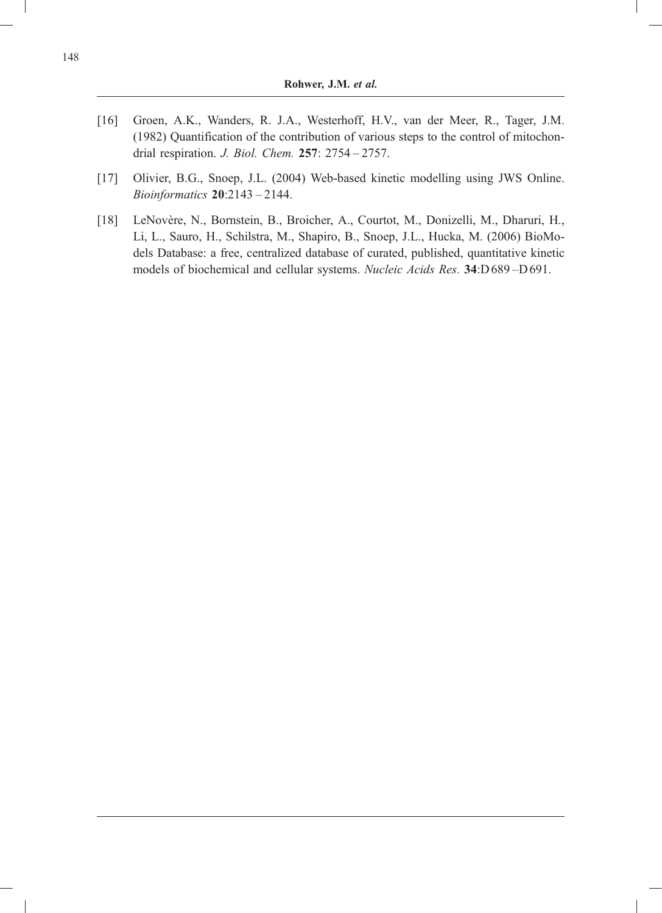[16] Groen, A.K., Wanders, R. J.A., Westerhoff, H.V., van der Meer, R., Tager, J.M. (1982) Quantification of the contribution of various steps to the control of mitochondrial respiration. *J. Biol. Chem.* **257**: 2754 – 2757.

[17] Olivier, B.G., Snoep, J.L. (2004) Web-based kinetic modelling using JWS Online. *Bioinformatics* **20**:2143 – 2144.

[18] LeNovère, N., Bornstein, B., Broicher, A., Courtot, M., Donizelli, M., Dharuri, H., Li, L., Sauro, H., Schilstra, M., Shapiro, B., Snoep, J.L., Hucka, M. (2006) BioModels Database: a free, centralized database of curated, published, quantitative kinetic models of biochemical and cellular systems. *Nucleic Acids Res.* **34**:D689 –D691.